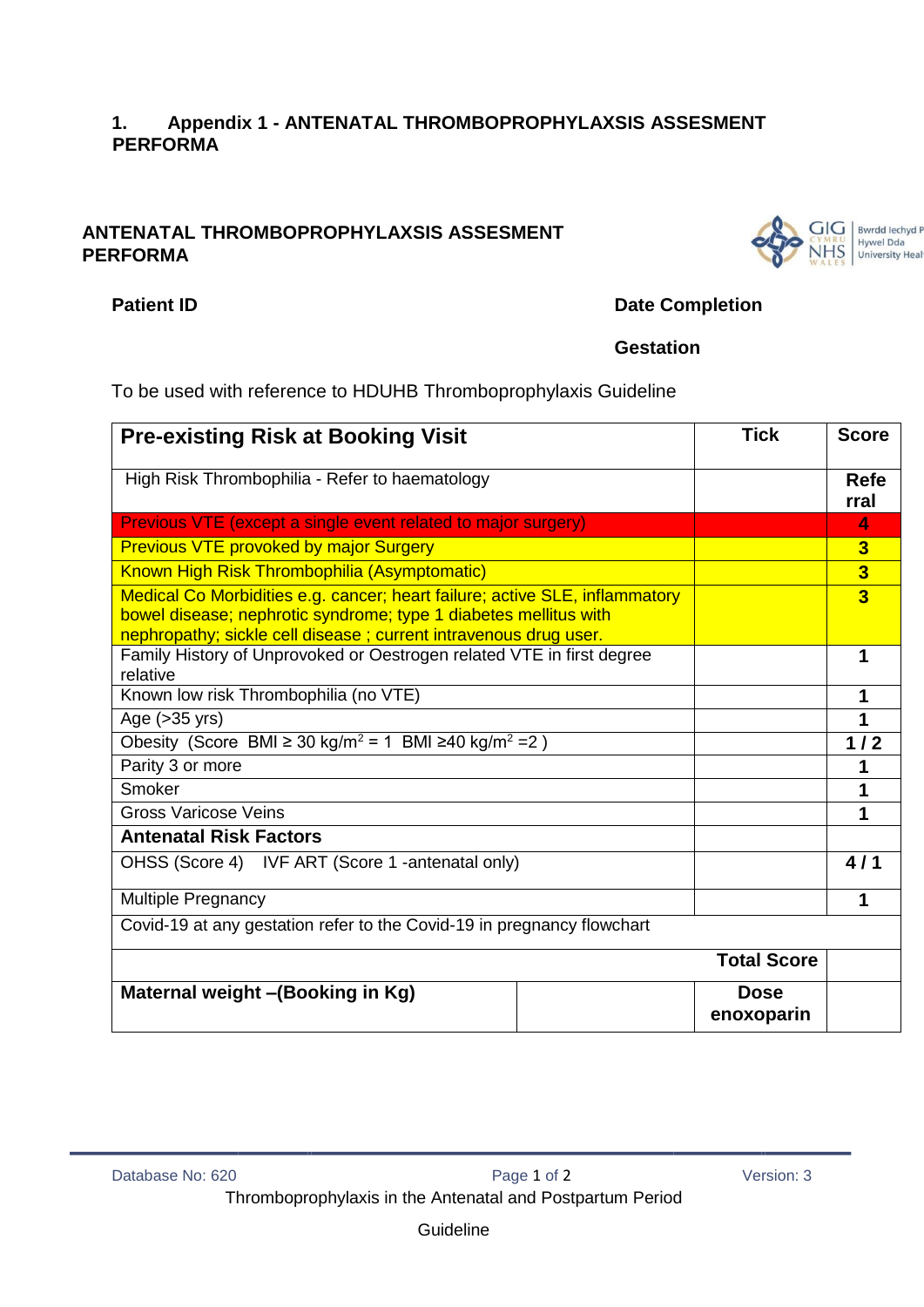## 1. Appendix 1 - ANTENATAL THROMBOPROPHYLAXSIS ASSESMENT PERFORMA

### ANTENATAL THROMBOPROPHYLAXSIS ASSESMENT PERFORMA

**Patient ID** **Date Completion**

**Gestation**

To be used with reference to HDUHB Thromboprophylaxis Guideline

| **Pre-existing Risk at Booking Visit** | | **Tick** | **Score** |
|---|---|---|---|
| High Risk Thrombophilia - Refer to haematology | | | **Referral** |
| Previous VTE (except a single event related to major surgery) | | | **4** |
| Previous VTE provoked by major Surgery | | | **3** |
| Known High Risk Thrombophilia (Asymptomatic) | | | **3** |
| Medical Co Morbidities e.g. cancer; heart failure; active SLE, inflammatory bowel disease; nephrotic syndrome; type 1 diabetes mellitus with nephropathy; sickle cell disease ; current intravenous drug user. | | | **3** |
| Family History of Unprovoked or Oestrogen related VTE in first degree relative | | | **1** |
| Known low risk Thrombophilia (no VTE) | | | **1** |
| Age (>35 yrs) | | | **1** |
| Obesity (Score BMI ≥ 30 kg/m$^2$ = 1 BMI ≥40 kg/m$^2$ =2 ) | | | **1 / 2** |
| Parity 3 or more | | | **1** |
| Smoker | | | **1** |
| Gross Varicose Veins | | | **1** |
| **Antenatal Risk Factors** | | | |
| OHSS (Score 4) IVF ART (Score 1 -antenatal only) | | | **4 / 1** |
| Multiple Pregnancy | | | **1** |
| Covid-19 at any gestation refer to the Covid-19 in pregnancy flowchart | | | |
| | | **Total Score** | |
| **Maternal weight –(Booking in Kg)** | | **Dose enoxoparin** | |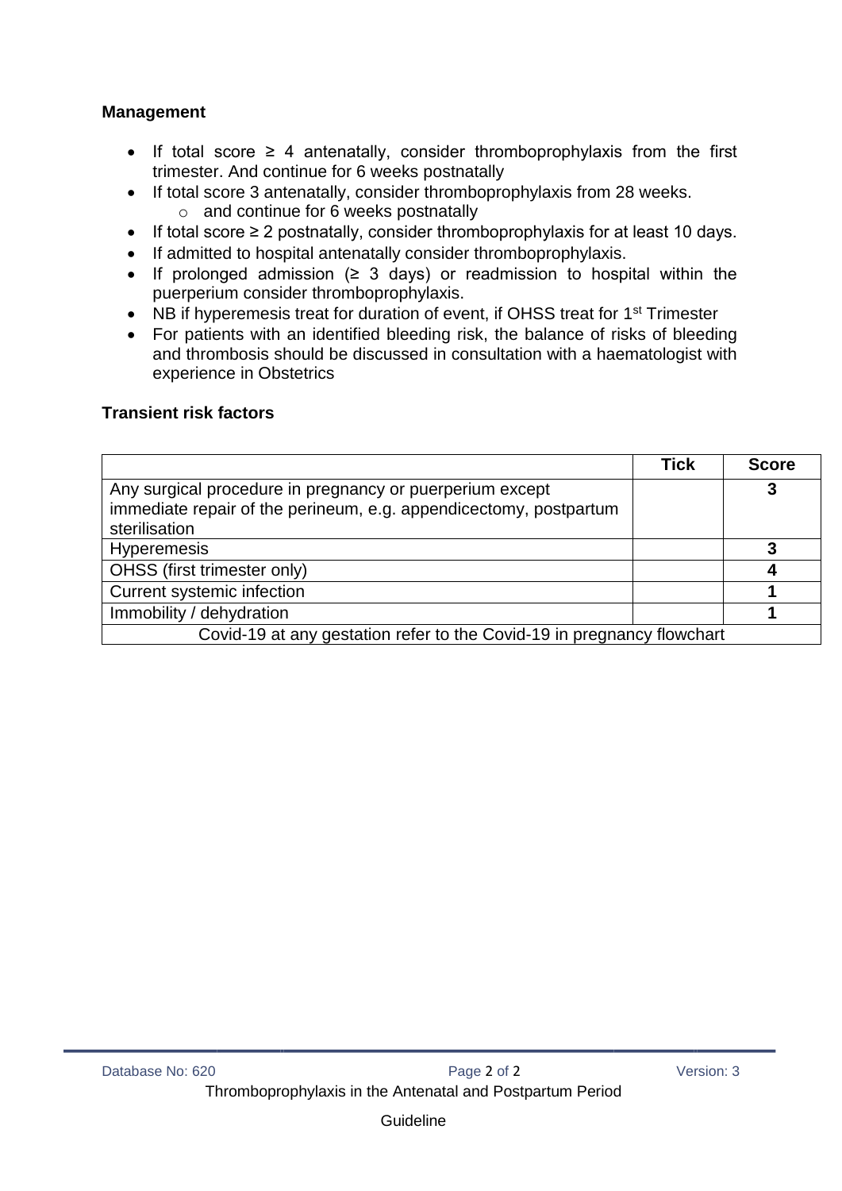**Management**

- If total score ≥ 4 antenatally, consider thromboprophylaxis from the first trimester. And continue for 6 weeks postnatally
- If total score 3 antenatally, consider thromboprophylaxis from 28 weeks.
  - and continue for 6 weeks postnatally
- If total score ≥ 2 postnatally, consider thromboprophylaxis for at least 10 days.
- If admitted to hospital antenatally consider thromboprophylaxis.
- If prolonged admission (≥ 3 days) or readmission to hospital within the puerperium consider thromboprophylaxis.
- NB if hyperemesis treat for duration of event, if OHSS treat for 1st Trimester
- For patients with an identified bleeding risk, the balance of risks of bleeding and thrombosis should be discussed in consultation with a haematologist with experience in Obstetrics

**Transient risk factors**

| | Tick | Score |
|---|---|---|
| Any surgical procedure in pregnancy or puerperium except immediate repair of the perineum, e.g. appendicectomy, postpartum sterilisation | | **3** |
| Hyperemesis | | **3** |
| OHSS (first trimester only) | | **4** |
| Current systemic infection | | **1** |
| Immobility / dehydration | | **1** |
| Covid-19 at any gestation refer to the Covid-19 in pregnancy flowchart | | |